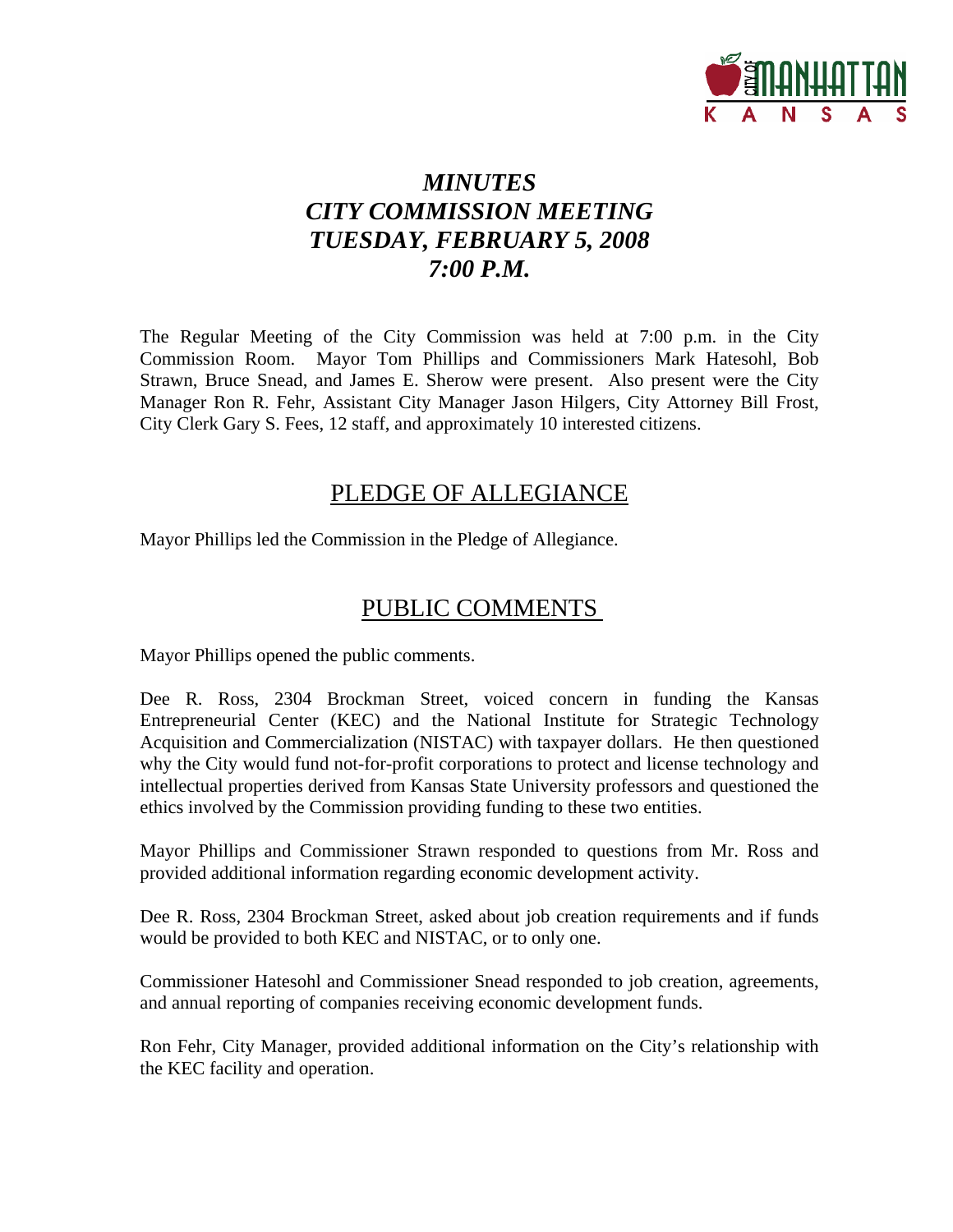# *MINUTES*
# *CITY COMMISSION MEETING*
# *TUESDAY, FEBRUARY 5, 2008*
# *7:00 P.M.*

The Regular Meeting of the City Commission was held at 7:00 p.m. in the City Commission Room. Mayor Tom Phillips and Commissioners Mark Hatesohl, Bob Strawn, Bruce Snead, and James E. Sherow were present. Also present were the City Manager Ron R. Fehr, Assistant City Manager Jason Hilgers, City Attorney Bill Frost, City Clerk Gary S. Fees, 12 staff, and approximately 10 interested citizens.

## PLEDGE OF ALLEGIANCE

Mayor Phillips led the Commission in the Pledge of Allegiance.

## PUBLIC COMMENTS

Mayor Phillips opened the public comments.

Dee R. Ross, 2304 Brockman Street, voiced concern in funding the Kansas Entrepreneurial Center (KEC) and the National Institute for Strategic Technology Acquisition and Commercialization (NISTAC) with taxpayer dollars. He then questioned why the City would fund not-for-profit corporations to protect and license technology and intellectual properties derived from Kansas State University professors and questioned the ethics involved by the Commission providing funding to these two entities.

Mayor Phillips and Commissioner Strawn responded to questions from Mr. Ross and provided additional information regarding economic development activity.

Dee R. Ross, 2304 Brockman Street, asked about job creation requirements and if funds would be provided to both KEC and NISTAC, or to only one.

Commissioner Hatesohl and Commissioner Snead responded to job creation, agreements, and annual reporting of companies receiving economic development funds.

Ron Fehr, City Manager, provided additional information on the City's relationship with the KEC facility and operation.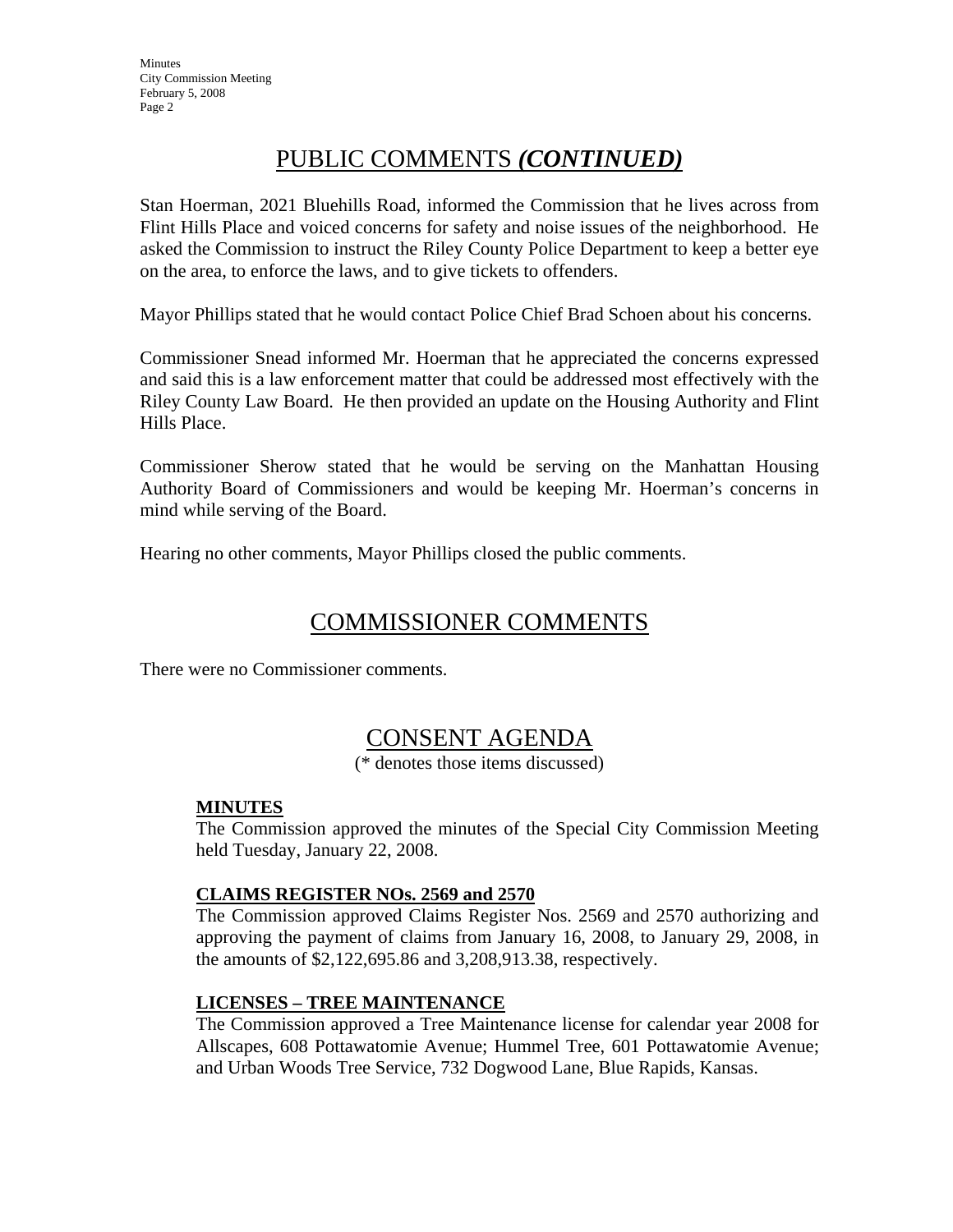## PUBLIC COMMENTS *(CONTINUED)*

Stan Hoerman, 2021 Bluehills Road, informed the Commission that he lives across from Flint Hills Place and voiced concerns for safety and noise issues of the neighborhood. He asked the Commission to instruct the Riley County Police Department to keep a better eye on the area, to enforce the laws, and to give tickets to offenders.

Mayor Phillips stated that he would contact Police Chief Brad Schoen about his concerns.

Commissioner Snead informed Mr. Hoerman that he appreciated the concerns expressed and said this is a law enforcement matter that could be addressed most effectively with the Riley County Law Board. He then provided an update on the Housing Authority and Flint Hills Place.

Commissioner Sherow stated that he would be serving on the Manhattan Housing Authority Board of Commissioners and would be keeping Mr. Hoerman's concerns in mind while serving of the Board.

Hearing no other comments, Mayor Phillips closed the public comments.

## COMMISSIONER COMMENTS

There were no Commissioner comments.

## CONSENT AGENDA

(* denotes those items discussed)

**MINUTES**

The Commission approved the minutes of the Special City Commission Meeting held Tuesday, January 22, 2008.

**CLAIMS REGISTER NOs. 2569 and 2570**

The Commission approved Claims Register Nos. 2569 and 2570 authorizing and approving the payment of claims from January 16, 2008, to January 29, 2008, in the amounts of $2,122,695.86 and 3,208,913.38, respectively.

**LICENSES – TREE MAINTENANCE**

The Commission approved a Tree Maintenance license for calendar year 2008 for Allscapes, 608 Pottawatomie Avenue; Hummel Tree, 601 Pottawatomie Avenue; and Urban Woods Tree Service, 732 Dogwood Lane, Blue Rapids, Kansas.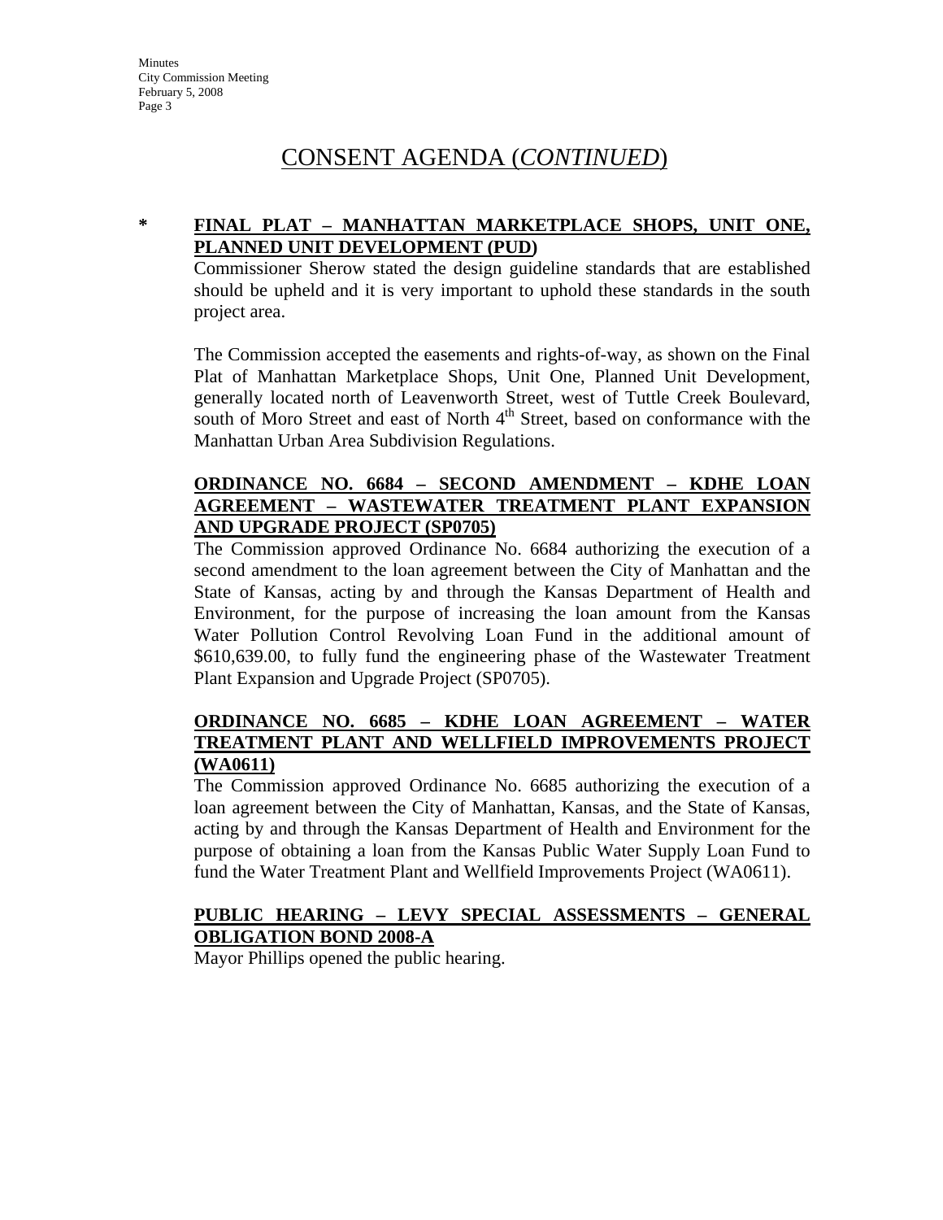# CONSENT AGENDA (*CONTINUED*)

**\* FINAL PLAT – MANHATTAN MARKETPLACE SHOPS, UNIT ONE, PLANNED UNIT DEVELOPMENT (PUD)**

Commissioner Sherow stated the design guideline standards that are established should be upheld and it is very important to uphold these standards in the south project area.

The Commission accepted the easements and rights-of-way, as shown on the Final Plat of Manhattan Marketplace Shops, Unit One, Planned Unit Development, generally located north of Leavenworth Street, west of Tuttle Creek Boulevard, south of Moro Street and east of North 4th Street, based on conformance with the Manhattan Urban Area Subdivision Regulations.

**ORDINANCE NO. 6684 – SECOND AMENDMENT – KDHE LOAN AGREEMENT – WASTEWATER TREATMENT PLANT EXPANSION AND UPGRADE PROJECT (SP0705)**

The Commission approved Ordinance No. 6684 authorizing the execution of a second amendment to the loan agreement between the City of Manhattan and the State of Kansas, acting by and through the Kansas Department of Health and Environment, for the purpose of increasing the loan amount from the Kansas Water Pollution Control Revolving Loan Fund in the additional amount of $610,639.00, to fully fund the engineering phase of the Wastewater Treatment Plant Expansion and Upgrade Project (SP0705).

**ORDINANCE NO. 6685 – KDHE LOAN AGREEMENT – WATER TREATMENT PLANT AND WELLFIELD IMPROVEMENTS PROJECT (WA0611)**

The Commission approved Ordinance No. 6685 authorizing the execution of a loan agreement between the City of Manhattan, Kansas, and the State of Kansas, acting by and through the Kansas Department of Health and Environment for the purpose of obtaining a loan from the Kansas Public Water Supply Loan Fund to fund the Water Treatment Plant and Wellfield Improvements Project (WA0611).

**PUBLIC HEARING – LEVY SPECIAL ASSESSMENTS – GENERAL OBLIGATION BOND 2008-A**

Mayor Phillips opened the public hearing.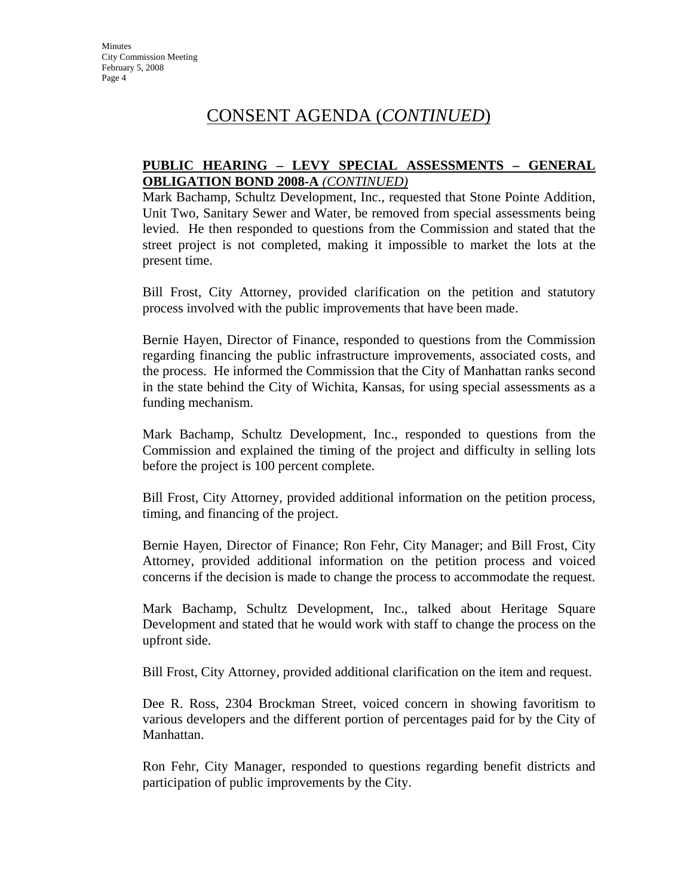# CONSENT AGENDA (*CONTINUED*)

**PUBLIC HEARING – LEVY SPECIAL ASSESSMENTS – GENERAL OBLIGATION BOND 2008-A** ***(CONTINUED)***

Mark Bachamp, Schultz Development, Inc., requested that Stone Pointe Addition, Unit Two, Sanitary Sewer and Water, be removed from special assessments being levied. He then responded to questions from the Commission and stated that the street project is not completed, making it impossible to market the lots at the present time.

Bill Frost, City Attorney, provided clarification on the petition and statutory process involved with the public improvements that have been made.

Bernie Hayen, Director of Finance, responded to questions from the Commission regarding financing the public infrastructure improvements, associated costs, and the process. He informed the Commission that the City of Manhattan ranks second in the state behind the City of Wichita, Kansas, for using special assessments as a funding mechanism.

Mark Bachamp, Schultz Development, Inc., responded to questions from the Commission and explained the timing of the project and difficulty in selling lots before the project is 100 percent complete.

Bill Frost, City Attorney, provided additional information on the petition process, timing, and financing of the project.

Bernie Hayen, Director of Finance; Ron Fehr, City Manager; and Bill Frost, City Attorney, provided additional information on the petition process and voiced concerns if the decision is made to change the process to accommodate the request.

Mark Bachamp, Schultz Development, Inc., talked about Heritage Square Development and stated that he would work with staff to change the process on the upfront side.

Bill Frost, City Attorney, provided additional clarification on the item and request.

Dee R. Ross, 2304 Brockman Street, voiced concern in showing favoritism to various developers and the different portion of percentages paid for by the City of Manhattan.

Ron Fehr, City Manager, responded to questions regarding benefit districts and participation of public improvements by the City.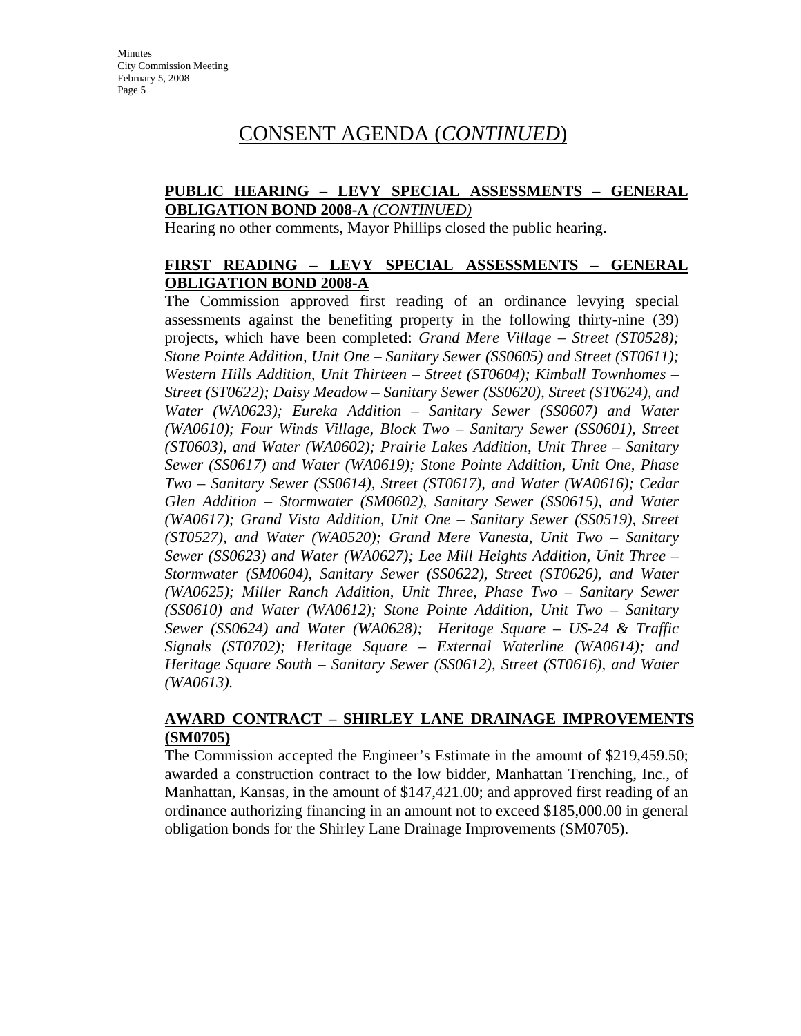# CONSENT AGENDA (*CONTINUED*)

**PUBLIC HEARING – LEVY SPECIAL ASSESSMENTS – GENERAL OBLIGATION BOND 2008-A *(CONTINUED)***

Hearing no other comments, Mayor Phillips closed the public hearing.

**FIRST READING – LEVY SPECIAL ASSESSMENTS – GENERAL OBLIGATION BOND 2008-A**

The Commission approved first reading of an ordinance levying special assessments against the benefiting property in the following thirty-nine (39) projects, which have been completed: *Grand Mere Village – Street (ST0528); Stone Pointe Addition, Unit One – Sanitary Sewer (SS0605) and Street (ST0611); Western Hills Addition, Unit Thirteen – Street (ST0604); Kimball Townhomes – Street (ST0622); Daisy Meadow – Sanitary Sewer (SS0620), Street (ST0624), and Water (WA0623); Eureka Addition – Sanitary Sewer (SS0607) and Water (WA0610); Four Winds Village, Block Two – Sanitary Sewer (SS0601), Street (ST0603), and Water (WA0602); Prairie Lakes Addition, Unit Three – Sanitary Sewer (SS0617) and Water (WA0619); Stone Pointe Addition, Unit One, Phase Two – Sanitary Sewer (SS0614), Street (ST0617), and Water (WA0616); Cedar Glen Addition – Stormwater (SM0602), Sanitary Sewer (SS0615), and Water (WA0617); Grand Vista Addition, Unit One – Sanitary Sewer (SS0519), Street (ST0527), and Water (WA0520); Grand Mere Vanesta, Unit Two – Sanitary Sewer (SS0623) and Water (WA0627); Lee Mill Heights Addition, Unit Three – Stormwater (SM0604), Sanitary Sewer (SS0622), Street (ST0626), and Water (WA0625); Miller Ranch Addition, Unit Three, Phase Two – Sanitary Sewer (SS0610) and Water (WA0612); Stone Pointe Addition, Unit Two – Sanitary Sewer (SS0624) and Water (WA0628); Heritage Square – US-24 & Traffic Signals (ST0702); Heritage Square – External Waterline (WA0614); and Heritage Square South – Sanitary Sewer (SS0612), Street (ST0616), and Water (WA0613).*

**AWARD CONTRACT – SHIRLEY LANE DRAINAGE IMPROVEMENTS (SM0705)**

The Commission accepted the Engineer's Estimate in the amount of $219,459.50; awarded a construction contract to the low bidder, Manhattan Trenching, Inc., of Manhattan, Kansas, in the amount of $147,421.00; and approved first reading of an ordinance authorizing financing in an amount not to exceed $185,000.00 in general obligation bonds for the Shirley Lane Drainage Improvements (SM0705).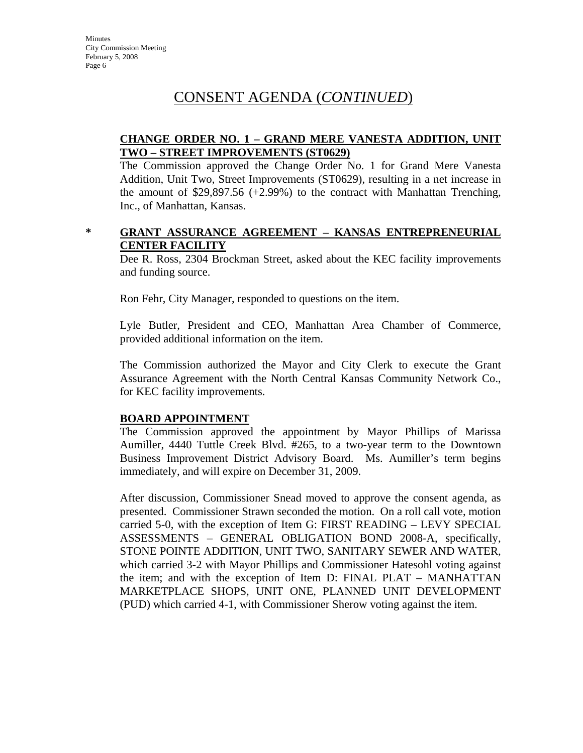# CONSENT AGENDA (*CONTINUED*)

**CHANGE ORDER NO. 1 – GRAND MERE VANESTA ADDITION, UNIT TWO – STREET IMPROVEMENTS (ST0629)**

The Commission approved the Change Order No. 1 for Grand Mere Vanesta Addition, Unit Two, Street Improvements (ST0629), resulting in a net increase in the amount of $29,897.56 (+2.99%) to the contract with Manhattan Trenching, Inc., of Manhattan, Kansas.

\* **GRANT ASSURANCE AGREEMENT – KANSAS ENTREPRENEURIAL CENTER FACILITY**

Dee R. Ross, 2304 Brockman Street, asked about the KEC facility improvements and funding source.

Ron Fehr, City Manager, responded to questions on the item.

Lyle Butler, President and CEO, Manhattan Area Chamber of Commerce, provided additional information on the item.

The Commission authorized the Mayor and City Clerk to execute the Grant Assurance Agreement with the North Central Kansas Community Network Co., for KEC facility improvements.

**BOARD APPOINTMENT**

The Commission approved the appointment by Mayor Phillips of Marissa Aumiller, 4440 Tuttle Creek Blvd. #265, to a two-year term to the Downtown Business Improvement District Advisory Board. Ms. Aumiller's term begins immediately, and will expire on December 31, 2009.

After discussion, Commissioner Snead moved to approve the consent agenda, as presented. Commissioner Strawn seconded the motion. On a roll call vote, motion carried 5-0, with the exception of Item G: FIRST READING – LEVY SPECIAL ASSESSMENTS – GENERAL OBLIGATION BOND 2008-A, specifically, STONE POINTE ADDITION, UNIT TWO, SANITARY SEWER AND WATER, which carried 3-2 with Mayor Phillips and Commissioner Hatesohl voting against the item; and with the exception of Item D: FINAL PLAT – MANHATTAN MARKETPLACE SHOPS, UNIT ONE, PLANNED UNIT DEVELOPMENT (PUD) which carried 4-1, with Commissioner Sherow voting against the item.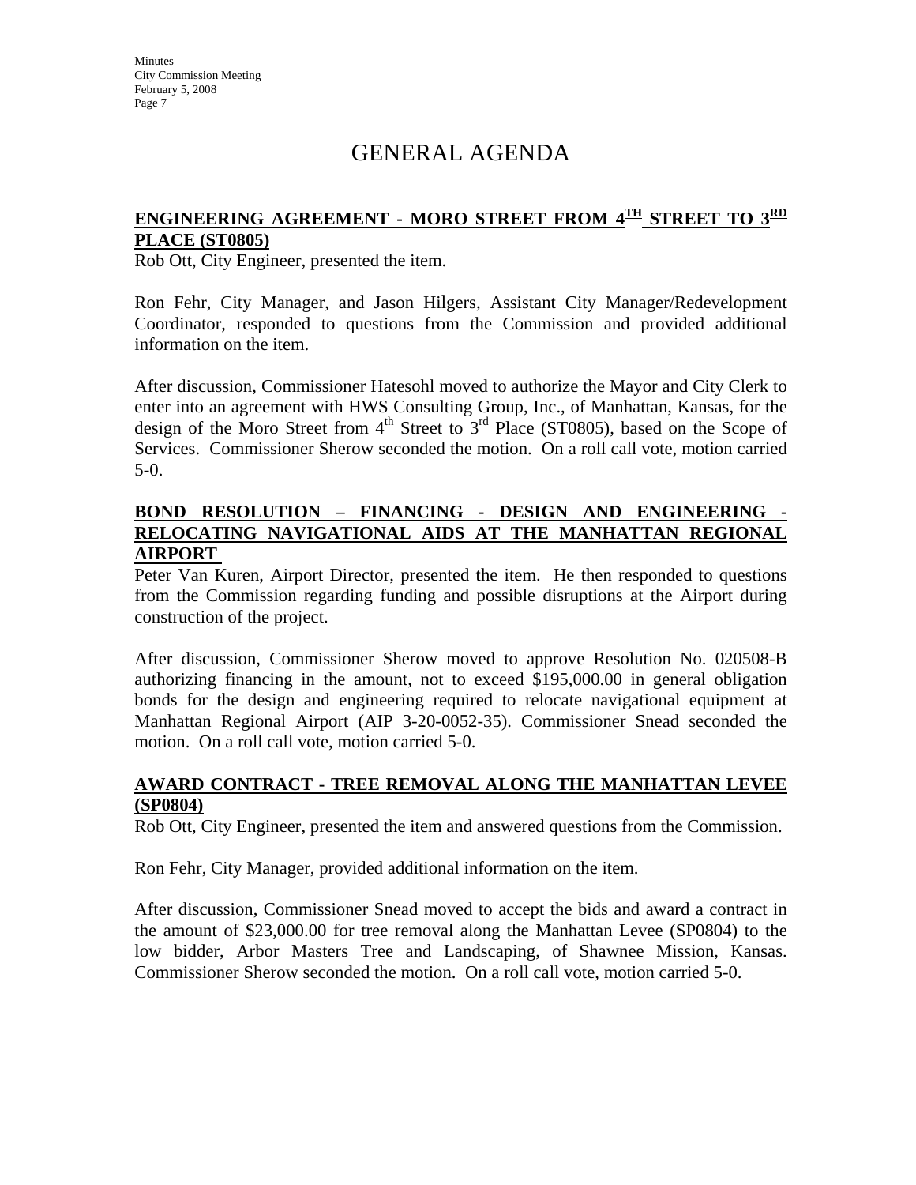# GENERAL AGENDA

## ENGINEERING AGREEMENT - MORO STREET FROM 4TH STREET TO 3RD PLACE (ST0805)

Rob Ott, City Engineer, presented the item.

Ron Fehr, City Manager, and Jason Hilgers, Assistant City Manager/Redevelopment Coordinator, responded to questions from the Commission and provided additional information on the item.

After discussion, Commissioner Hatesohl moved to authorize the Mayor and City Clerk to enter into an agreement with HWS Consulting Group, Inc., of Manhattan, Kansas, for the design of the Moro Street from 4th Street to 3rd Place (ST0805), based on the Scope of Services. Commissioner Sherow seconded the motion. On a roll call vote, motion carried 5-0.

## BOND RESOLUTION – FINANCING - DESIGN AND ENGINEERING - RELOCATING NAVIGATIONAL AIDS AT THE MANHATTAN REGIONAL AIRPORT

Peter Van Kuren, Airport Director, presented the item. He then responded to questions from the Commission regarding funding and possible disruptions at the Airport during construction of the project.

After discussion, Commissioner Sherow moved to approve Resolution No. 020508-B authorizing financing in the amount, not to exceed $195,000.00 in general obligation bonds for the design and engineering required to relocate navigational equipment at Manhattan Regional Airport (AIP 3-20-0052-35). Commissioner Snead seconded the motion. On a roll call vote, motion carried 5-0.

## AWARD CONTRACT - TREE REMOVAL ALONG THE MANHATTAN LEVEE (SP0804)

Rob Ott, City Engineer, presented the item and answered questions from the Commission.

Ron Fehr, City Manager, provided additional information on the item.

After discussion, Commissioner Snead moved to accept the bids and award a contract in the amount of $23,000.00 for tree removal along the Manhattan Levee (SP0804) to the low bidder, Arbor Masters Tree and Landscaping, of Shawnee Mission, Kansas. Commissioner Sherow seconded the motion. On a roll call vote, motion carried 5-0.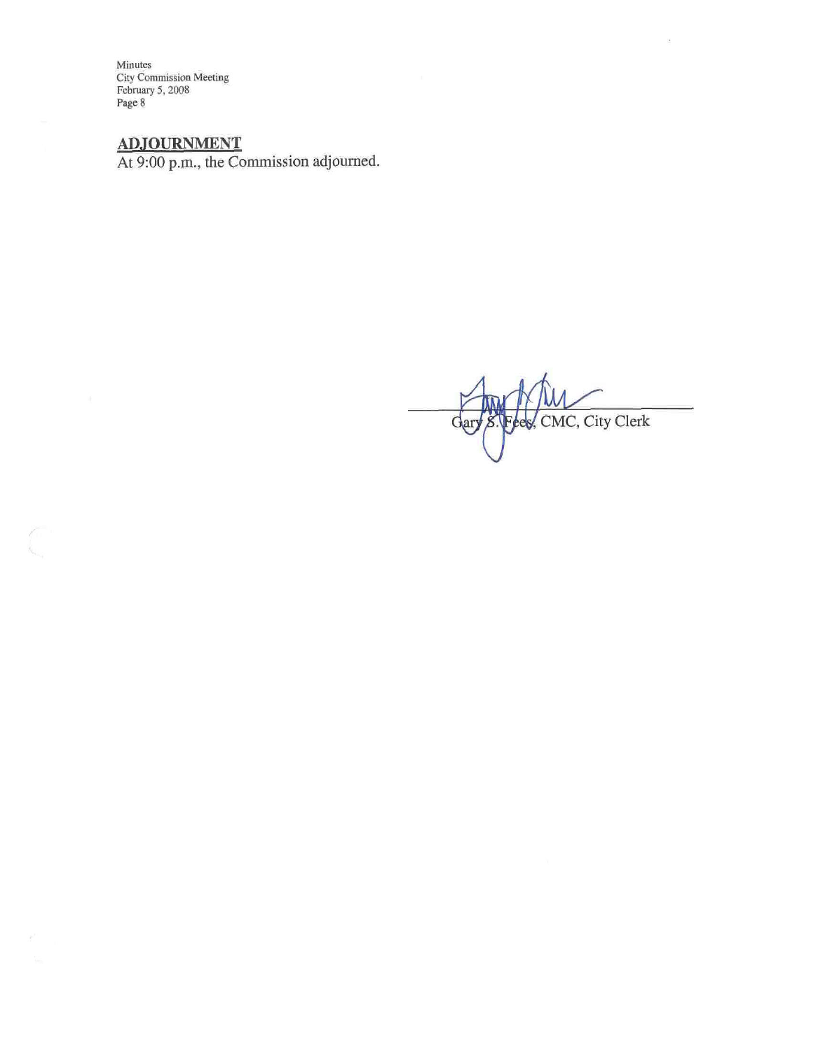## ADJOURNMENT

At 9:00 p.m., the Commission adjourned.

Gary S. Fees, CMC, City Clerk